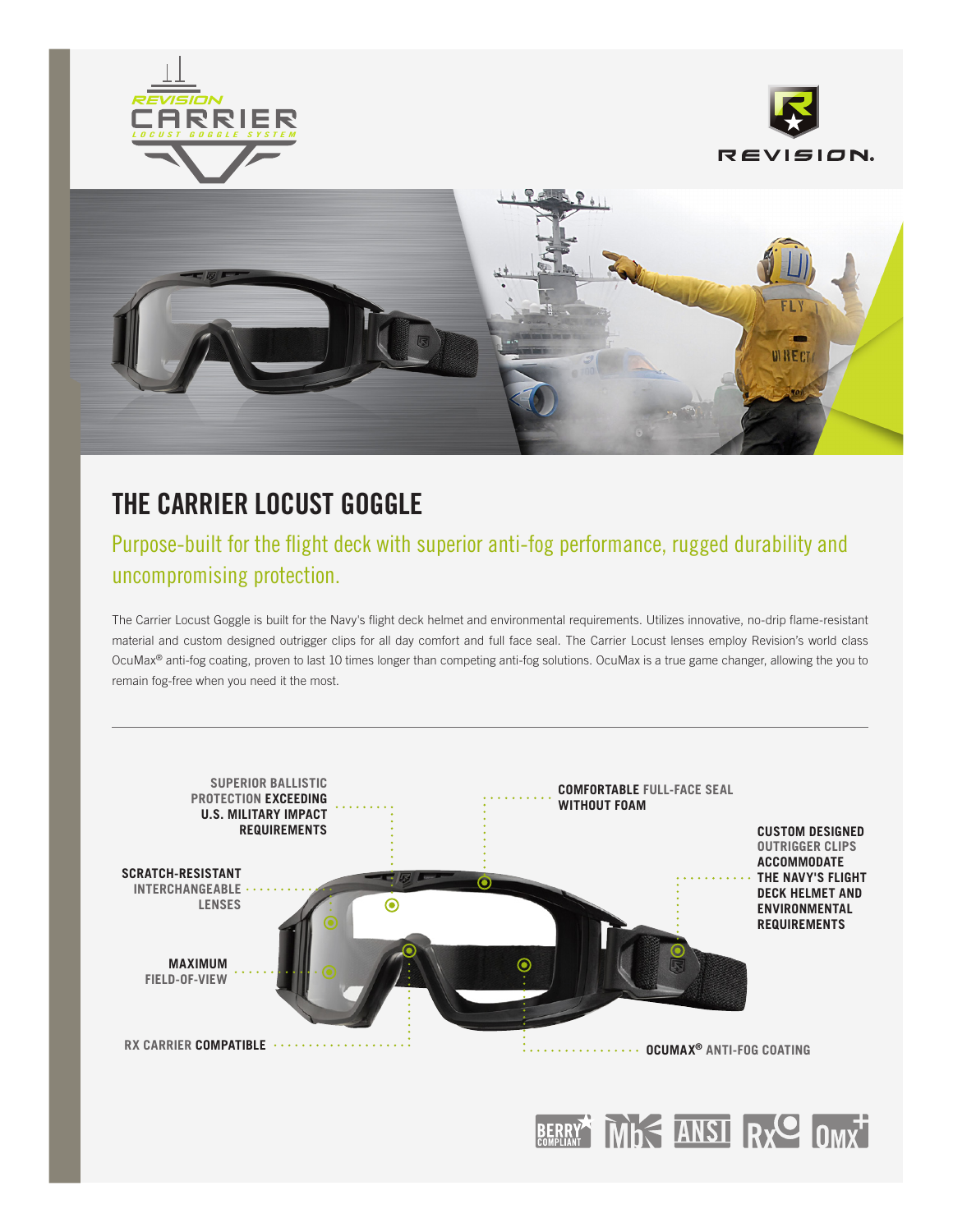# THE CARRIER LOCUST GOGGLE

## Purpose-built for the flight deck with superior anti-fog performance, rugged durability and uncompromising protection.

The Carrier Locust Goggle is built for the Navy's flight deck helmet and environmental requirements. Utilizes innovative, no-drip flame-resistant material and custom designed outrigger clips for all day comfort and full face seal. The Carrier Locust lenses employ Revision's world class OcuMax® anti-fog coating, proven to last 10 times longer than competing anti-fog solutions. OcuMax is a true game changer, allowing the you to remain fog-free when you need it the most.

---

- **SUPERIOR BALLISTIC PROTECTION EXCEEDING U.S. MILITARY IMPACT REQUIREMENTS**
- **COMFORTABLE FULL-FACE SEAL WITHOUT FOAM**
- **CUSTOM DESIGNED OUTRIGGER CLIPS ACCOMMODATE THE NAVY'S FLIGHT DECK HELMET AND ENVIRONMENTAL REQUIREMENTS**
- **SCRATCH-RESISTANT INTERCHANGEABLE LENSES**
- **MAXIMUM FIELD-OF-VIEW**
- **RX CARRIER COMPATIBLE**
- **OCUMAX® ANTI-FOG COATING**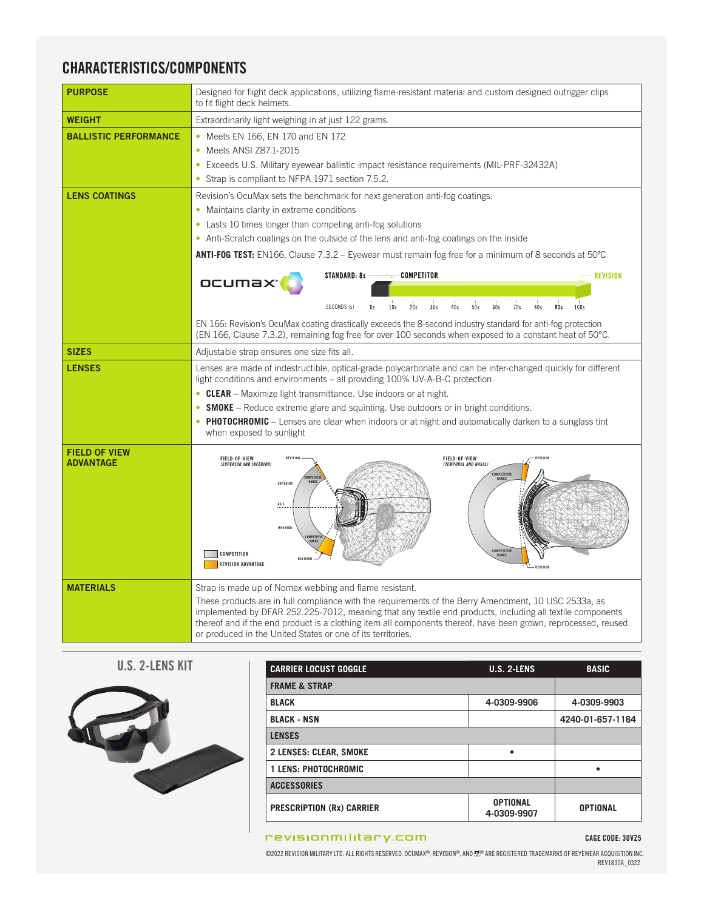## CHARACTERISTICS/COMPONENTS

| | |
|---|---|
| **PURPOSE** | Designed for flight deck applications, utilizing flame-resistant material and custom designed outrigger clips to fit flight deck helmets. |
| **WEIGHT** | Extraordinarily light weighing in at just 122 grams. |
| **BALLISTIC PERFORMANCE** | • Meets EN 166, EN 170 and EN 172<br>• Meets ANSI Z87.1-2015<br>• Exceeds U.S. Military eyewear ballistic impact resistance requirements (MIL-PRF-32432A)<br>• Strap is compliant to NFPA 1971 section 7.5.2. |
| **LENS COATINGS** | Revision's OcuMax sets the benchmark for next generation anti-fog coatings.<br>• Maintains clarity in extreme conditions<br>• Lasts 10 times longer than competing anti-fog solutions<br>• Anti-Scratch coatings on the outside of the lens and anti-fog coatings on the inside<br>**ANTI-FOG TEST:** EN166, Clause 7.3.2 – Eyewear must remain fog free for a minimum of 8 seconds at 50ºC<br>ocumax · STANDARD: 8s · COMPETITOR · REVISION · SECONDS (s) 0s 10s 20s 30s 40s 50s 60s 70s 80s 90s 100s<br>EN 166: Revision's OcuMax coating drastically exceeds the 8-second industry standard for anti-fog protection (EN 166, Clause 7.3.2), remaining fog free for over 100 seconds when exposed to a constant heat of 50°C. |
| **SIZES** | Adjustable strap ensures one size fits all. |
| **LENSES** | Lenses are made of indestructible, optical-grade polycarbonate and can be inter-changed quickly for different light conditions and environments – all providing 100% UV-A-B-C protection.<br>• **CLEAR** – Maximize light transmittance. Use indoors or at night.<br>• **SMOKE** – Reduce extreme glare and squinting. Use outdoors or in bright conditions.<br>• **PHOTOCHROMIC** – Lenses are clear when indoors or at night and automatically darken to a sunglass tint when exposed to sunlight |
| **FIELD OF VIEW ADVANTAGE** | FIELD-OF-VIEW (SUPERIOR AND INFERIOR) · REVISION · COMPETITIVE RANGE · SUPERIOR · AXIS · INFERIOR · COMPETITIVE RANGE · REVISION<br>FIELD-OF-VIEW (TEMPORAL AND NASAL) · REVISION · COMPETITIVE RANGE · COMPETITIVE RANGE · REVISION<br>COMPETITION · REVISION ADVANTAGE |
| **MATERIALS** | Strap is made up of Nomex webbing and flame resistant.<br>These products are in full compliance with the requirements of the Berry Amendment, 10 USC 2533a, as implemented by DFAR 252.225-7012, meaning that any textile end products, including all textile components thereof and if the end product is a clothing item all components thereof, have been grown, reprocessed, reused or produced in the United States or one of its territories. |

### U.S. 2-LENS KIT

| CARRIER LOCUST GOGGLE | U.S. 2-LENS | BASIC |
|---|---|---|
| **FRAME & STRAP** | | |
| **BLACK** | 4-0309-9906 | 4-0309-9903 |
| **BLACK - NSN** | | 4240-01-657-1164 |
| **LENSES** | | |
| **2 LENSES: CLEAR, SMOKE** | • | |
| **1 LENS: PHOTOCHROMIC** | | • |
| **ACCESSORIES** | | |
| **PRESCRIPTION (Rx) CARRIER** | OPTIONAL 4-0309-9907 | OPTIONAL |

revisionmilitary.com

CAGE CODE: 30VZ5

©2022 REVISION MILITARY LTD. ALL RIGHTS RESERVED. OCUMAX®, REVISION®, AND ® ARE REGISTERED TRADEMARKS OF REYEWEAR ACQUISITION INC.
REV1830A_0322